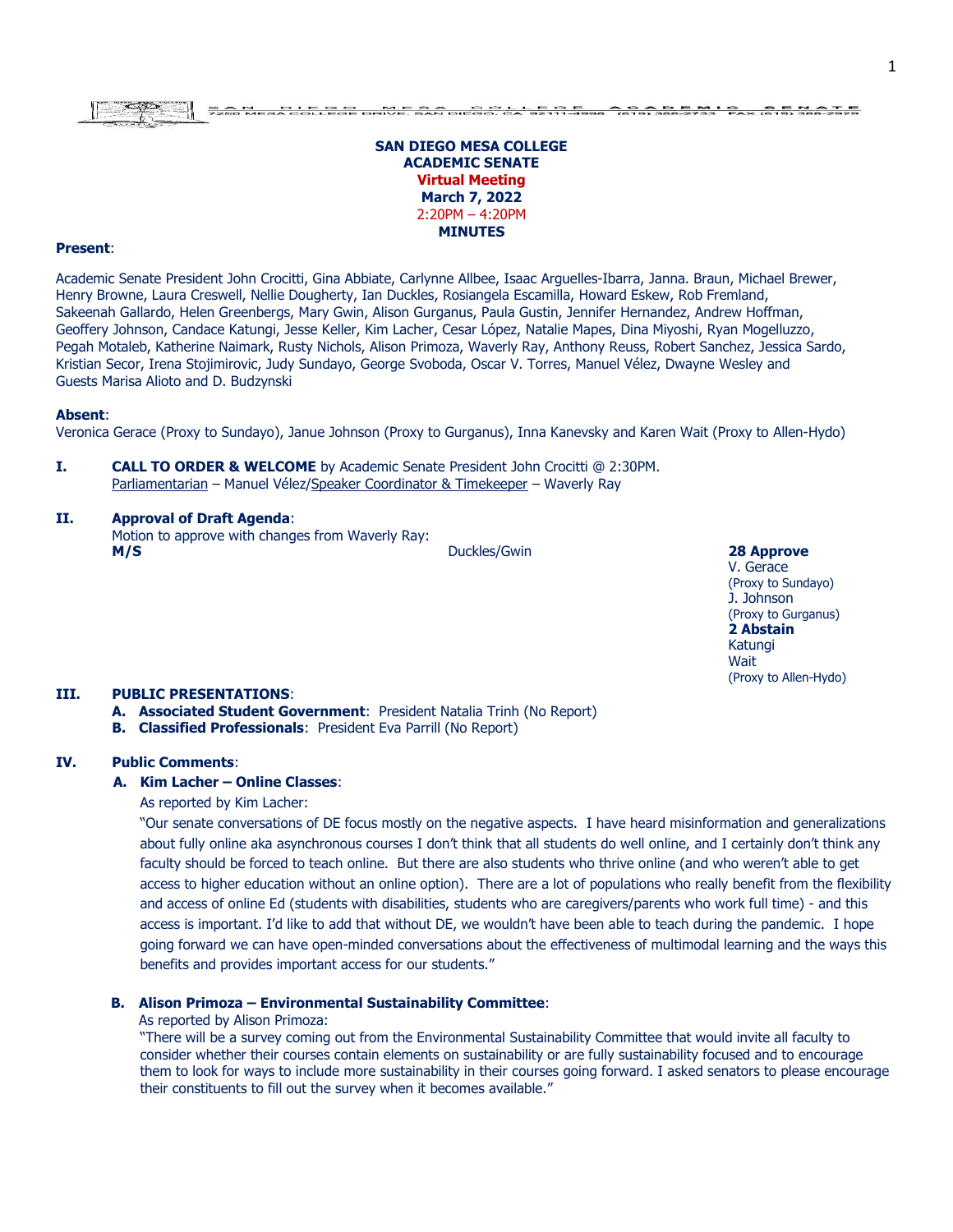SAN DIEGO MESA COLLEGE ACADEMIC SENATE 7250 MESA COLLEGE DRIVE, SAN DIEGO, CA 92111-4998 (619) 388-2733 FAX (619) 388-2979

# SAN DIEGO MESA COLLEGE
# ACADEMIC SENATE
## Virtual Meeting
## March 7, 2022
2:20PM – 4:20PM
## MINUTES

**Present**:

Academic Senate President John Crocitti, Gina Abbiate, Carlynne Allbee, Isaac Arguelles-Ibarra, Janna. Braun, Michael Brewer, Henry Browne, Laura Creswell, Nellie Dougherty, Ian Duckles, Rosiangela Escamilla, Howard Eskew, Rob Fremland, Sakeenah Gallardo, Helen Greenbergs, Mary Gwin, Alison Gurganus, Paula Gustin, Jennifer Hernandez, Andrew Hoffman, Geoffery Johnson, Candace Katungi, Jesse Keller, Kim Lacher, Cesar López, Natalie Mapes, Dina Miyoshi, Ryan Mogelluzzo, Pegah Motaleb, Katherine Naimark, Rusty Nichols, Alison Primoza, Waverly Ray, Anthony Reuss, Robert Sanchez, Jessica Sardo, Kristian Secor, Irena Stojimirovic, Judy Sundayo, George Svoboda, Oscar V. Torres, Manuel Vélez, Dwayne Wesley and Guests Marisa Alioto and D. Budzynski

**Absent**:
Veronica Gerace (Proxy to Sundayo), Janue Johnson (Proxy to Gurganus), Inna Kanevsky and Karen Wait (Proxy to Allen-Hydo)

**I. CALL TO ORDER & WELCOME** by Academic Senate President John Crocitti @ 2:30PM.
Parliamentarian – Manuel Vélez/Speaker Coordinator & Timekeeper – Waverly Ray

**II. Approval of Draft Agenda**:
Motion to approve with changes from Waverly Ray:

| M/S | Duckles/Gwin | **28 Approve**<br>V. Gerace<br>(Proxy to Sundayo)<br>J. Johnson<br>(Proxy to Gurganus)<br>**2 Abstain**<br>Katungi<br>Wait<br>(Proxy to Allen-Hydo) |
|---|---|---|

**III. PUBLIC PRESENTATIONS**:

A. **Associated Student Government**: President Natalia Trinh (No Report)
B. **Classified Professionals**: President Eva Parrill (No Report)

**IV. Public Comments**:

**A. Kim Lacher – Online Classes**:

As reported by Kim Lacher:

"Our senate conversations of DE focus mostly on the negative aspects. I have heard misinformation and generalizations about fully online aka asynchronous courses I don't think that all students do well online, and I certainly don't think any faculty should be forced to teach online. But there are also students who thrive online (and who weren't able to get access to higher education without an online option). There are a lot of populations who really benefit from the flexibility and access of online Ed (students with disabilities, students who are caregivers/parents who work full time) - and this access is important. I'd like to add that without DE, we wouldn't have been able to teach during the pandemic. I hope going forward we can have open-minded conversations about the effectiveness of multimodal learning and the ways this benefits and provides important access for our students."

**B. Alison Primoza – Environmental Sustainability Committee**:

As reported by Alison Primoza:

"There will be a survey coming out from the Environmental Sustainability Committee that would invite all faculty to consider whether their courses contain elements on sustainability or are fully sustainability focused and to encourage them to look for ways to include more sustainability in their courses going forward. I asked senators to please encourage their constituents to fill out the survey when it becomes available."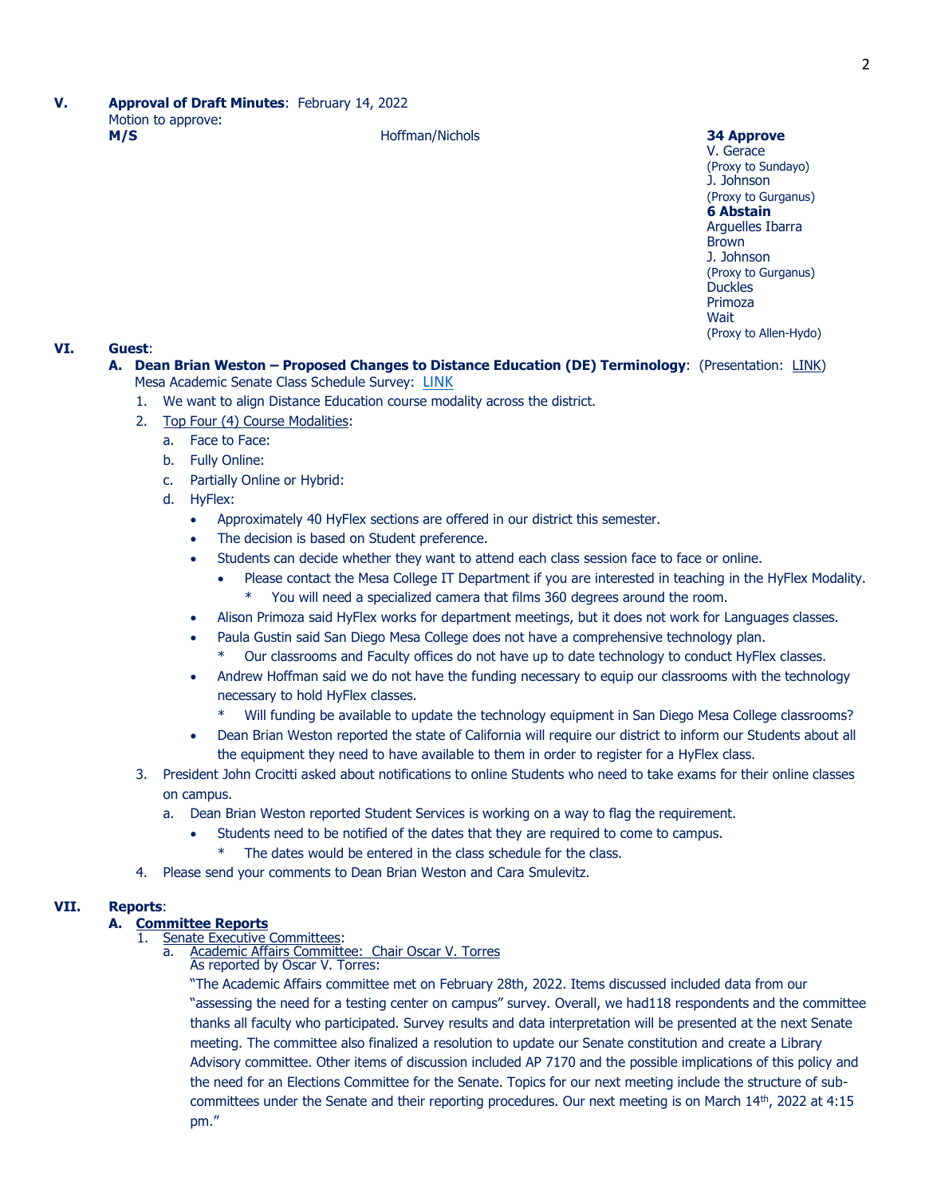**V.** **Approval of Draft Minutes**: February 14, 2022

Motion to approve:

| **M/S** | Hoffman/Nichols | **34 Approve**<br>V. Gerace<br>(Proxy to Sundayo)<br>J. Johnson<br>(Proxy to Gurganus)<br>**6 Abstain**<br>Arguelles Ibarra<br>Brown<br>J. Johnson<br>(Proxy to Gurganus)<br>Duckles<br>Primoza<br>Wait<br>(Proxy to Allen-Hydo) |
|---|---|---|

**VI.** **Guest**:

**A. Dean Brian Weston – Proposed Changes to Distance Education (DE) Terminology**: (Presentation: LINK)
Mesa Academic Senate Class Schedule Survey: LINK

1. We want to align Distance Education course modality across the district.
2. Top Four (4) Course Modalities:
   a. Face to Face:
   b. Fully Online:
   c. Partially Online or Hybrid:
   d. HyFlex:
      - Approximately 40 HyFlex sections are offered in our district this semester.
      - The decision is based on Student preference.
      - Students can decide whether they want to attend each class session face to face or online.
        - Please contact the Mesa College IT Department if you are interested in teaching in the HyFlex Modality.
          - \* You will need a specialized camera that films 360 degrees around the room.
      - Alison Primoza said HyFlex works for department meetings, but it does not work for Languages classes.
      - Paula Gustin said San Diego Mesa College does not have a comprehensive technology plan.
        - \* Our classrooms and Faculty offices do not have up to date technology to conduct HyFlex classes.
      - Andrew Hoffman said we do not have the funding necessary to equip our classrooms with the technology necessary to hold HyFlex classes.
        - \* Will funding be available to update the technology equipment in San Diego Mesa College classrooms?
      - Dean Brian Weston reported the state of California will require our district to inform our Students about all the equipment they need to have available to them in order to register for a HyFlex class.
3. President John Crocitti asked about notifications to online Students who need to take exams for their online classes on campus.
   a. Dean Brian Weston reported Student Services is working on a way to flag the requirement.
      - Students need to be notified of the dates that they are required to come to campus.
        - \* The dates would be entered in the class schedule for the class.
4. Please send your comments to Dean Brian Weston and Cara Smulevitz.

**VII.** **Reports**:

**A. Committee Reports**

1. Senate Executive Committees:
   a. Academic Affairs Committee: Chair Oscar V. Torres
      As reported by Oscar V. Torres:
      "The Academic Affairs committee met on February 28th, 2022. Items discussed included data from our "assessing the need for a testing center on campus" survey. Overall, we had118 respondents and the committee thanks all faculty who participated. Survey results and data interpretation will be presented at the next Senate meeting. The committee also finalized a resolution to update our Senate constitution and create a Library Advisory committee. Other items of discussion included AP 7170 and the possible implications of this policy and the need for an Elections Committee for the Senate. Topics for our next meeting include the structure of sub-committees under the Senate and their reporting procedures. Our next meeting is on March 14th, 2022 at 4:15 pm."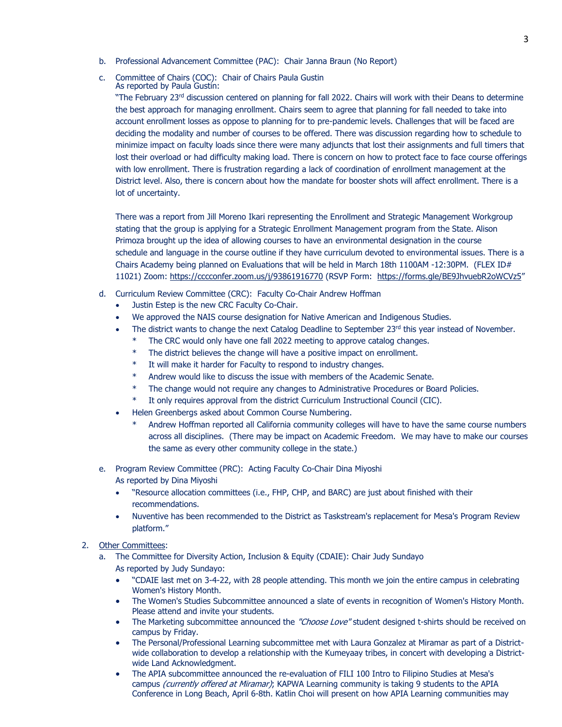b. Professional Advancement Committee (PAC): Chair Janna Braun (No Report)

c. Committee of Chairs (COC): Chair of Chairs Paula Gustin
   As reported by Paula Gustin:

   "The February 23rd discussion centered on planning for fall 2022. Chairs will work with their Deans to determine the best approach for managing enrollment. Chairs seem to agree that planning for fall needed to take into account enrollment losses as oppose to planning for to pre-pandemic levels. Challenges that will be faced are deciding the modality and number of courses to be offered. There was discussion regarding how to schedule to minimize impact on faculty loads since there were many adjuncts that lost their assignments and full timers that lost their overload or had difficulty making load. There is concern on how to protect face to face course offerings with low enrollment. There is frustration regarding a lack of coordination of enrollment management at the District level. Also, there is concern about how the mandate for booster shots will affect enrollment. There is a lot of uncertainty.

   There was a report from Jill Moreno Ikari representing the Enrollment and Strategic Management Workgroup stating that the group is applying for a Strategic Enrollment Management program from the State. Alison Primoza brought up the idea of allowing courses to have an environmental designation in the course schedule and language in the course outline if they have curriculum devoted to environmental issues. There is a Chairs Academy being planned on Evaluations that will be held in March 18th 1100AM -12:30PM. (FLEX ID# 11021) Zoom: https://cccconfer.zoom.us/j/93861916770 (RSVP Form: https://forms.gle/BE9JhvuebR2oWCVz5"

d. Curriculum Review Committee (CRC): Faculty Co-Chair Andrew Hoffman
   - Justin Estep is the new CRC Faculty Co-Chair.
   - We approved the NAIS course designation for Native American and Indigenous Studies.
   - The district wants to change the next Catalog Deadline to September 23rd this year instead of November.
     * The CRC would only have one fall 2022 meeting to approve catalog changes.
     * The district believes the change will have a positive impact on enrollment.
     * It will make it harder for Faculty to respond to industry changes.
     * Andrew would like to discuss the issue with members of the Academic Senate.
     * The change would not require any changes to Administrative Procedures or Board Policies.
     * It only requires approval from the district Curriculum Instructional Council (CIC).
   - Helen Greenbergs asked about Common Course Numbering.
     * Andrew Hoffman reported all California community colleges will have to have the same course numbers across all disciplines. (There may be impact on Academic Freedom. We may have to make our courses the same as every other community college in the state.)

e. Program Review Committee (PRC): Acting Faculty Co-Chair Dina Miyoshi
   As reported by Dina Miyoshi
   - "Resource allocation committees (i.e., FHP, CHP, and BARC) are just about finished with their recommendations.
   - Nuventive has been recommended to the District as Taskstream's replacement for Mesa's Program Review platform."

2. Other Committees:
   a. The Committee for Diversity Action, Inclusion & Equity (CDAIE): Chair Judy Sundayo
      As reported by Judy Sundayo:
      - "CDAIE last met on 3-4-22, with 28 people attending. This month we join the entire campus in celebrating Women's History Month.
      - The Women's Studies Subcommittee announced a slate of events in recognition of Women's History Month. Please attend and invite your students.
      - The Marketing subcommittee announced the *"Choose Love"* student designed t-shirts should be received on campus by Friday.
      - The Personal/Professional Learning subcommittee met with Laura Gonzalez at Miramar as part of a District-wide collaboration to develop a relationship with the Kumeyaay tribes, in concert with developing a District-wide Land Acknowledgment.
      - The APIA subcommittee announced the re-evaluation of FILI 100 Intro to Filipino Studies at Mesa's campus *(currently offered at Miramar)*; KAPWA Learning community is taking 9 students to the APIA Conference in Long Beach, April 6-8th. Katlin Choi will present on how APIA Learning communities may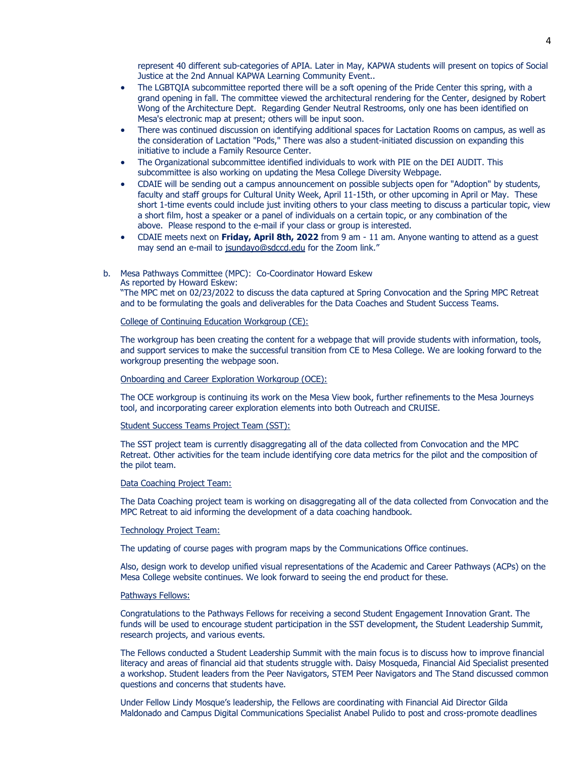represent 40 different sub-categories of APIA. Later in May, KAPWA students will present on topics of Social Justice at the 2nd Annual KAPWA Learning Community Event..

- The LGBTQIA subcommittee reported there will be a soft opening of the Pride Center this spring, with a grand opening in fall. The committee viewed the architectural rendering for the Center, designed by Robert Wong of the Architecture Dept. Regarding Gender Neutral Restrooms, only one has been identified on Mesa's electronic map at present; others will be input soon.
- There was continued discussion on identifying additional spaces for Lactation Rooms on campus, as well as the consideration of Lactation "Pods," There was also a student-initiated discussion on expanding this initiative to include a Family Resource Center.
- The Organizational subcommittee identified individuals to work with PIE on the DEI AUDIT. This subcommittee is also working on updating the Mesa College Diversity Webpage.
- CDAIE will be sending out a campus announcement on possible subjects open for "Adoption" by students, faculty and staff groups for Cultural Unity Week, April 11-15th, or other upcoming in April or May. These short 1-time events could include just inviting others to your class meeting to discuss a particular topic, view a short film, host a speaker or a panel of individuals on a certain topic, or any combination of the above. Please respond to the e-mail if your class or group is interested.
- CDAIE meets next on **Friday, April 8th, 2022** from 9 am - 11 am. Anyone wanting to attend as a guest may send an e-mail to jsundayo@sdccd.edu for the Zoom link."

b. Mesa Pathways Committee (MPC): Co-Coordinator Howard Eskew
As reported by Howard Eskew:
"The MPC met on 02/23/2022 to discuss the data captured at Spring Convocation and the Spring MPC Retreat and to be formulating the goals and deliverables for the Data Coaches and Student Success Teams.

College of Continuing Education Workgroup (CE):

The workgroup has been creating the content for a webpage that will provide students with information, tools, and support services to make the successful transition from CE to Mesa College. We are looking forward to the workgroup presenting the webpage soon.

Onboarding and Career Exploration Workgroup (OCE):

The OCE workgroup is continuing its work on the Mesa View book, further refinements to the Mesa Journeys tool, and incorporating career exploration elements into both Outreach and CRUISE.

Student Success Teams Project Team (SST):

The SST project team is currently disaggregating all of the data collected from Convocation and the MPC Retreat. Other activities for the team include identifying core data metrics for the pilot and the composition of the pilot team.

Data Coaching Project Team:

The Data Coaching project team is working on disaggregating all of the data collected from Convocation and the MPC Retreat to aid informing the development of a data coaching handbook.

Technology Project Team:

The updating of course pages with program maps by the Communications Office continues.

Also, design work to develop unified visual representations of the Academic and Career Pathways (ACPs) on the Mesa College website continues. We look forward to seeing the end product for these.

Pathways Fellows:

Congratulations to the Pathways Fellows for receiving a second Student Engagement Innovation Grant. The funds will be used to encourage student participation in the SST development, the Student Leadership Summit, research projects, and various events.

The Fellows conducted a Student Leadership Summit with the main focus is to discuss how to improve financial literacy and areas of financial aid that students struggle with. Daisy Mosqueda, Financial Aid Specialist presented a workshop. Student leaders from the Peer Navigators, STEM Peer Navigators and The Stand discussed common questions and concerns that students have.

Under Fellow Lindy Mosque's leadership, the Fellows are coordinating with Financial Aid Director Gilda Maldonado and Campus Digital Communications Specialist Anabel Pulido to post and cross-promote deadlines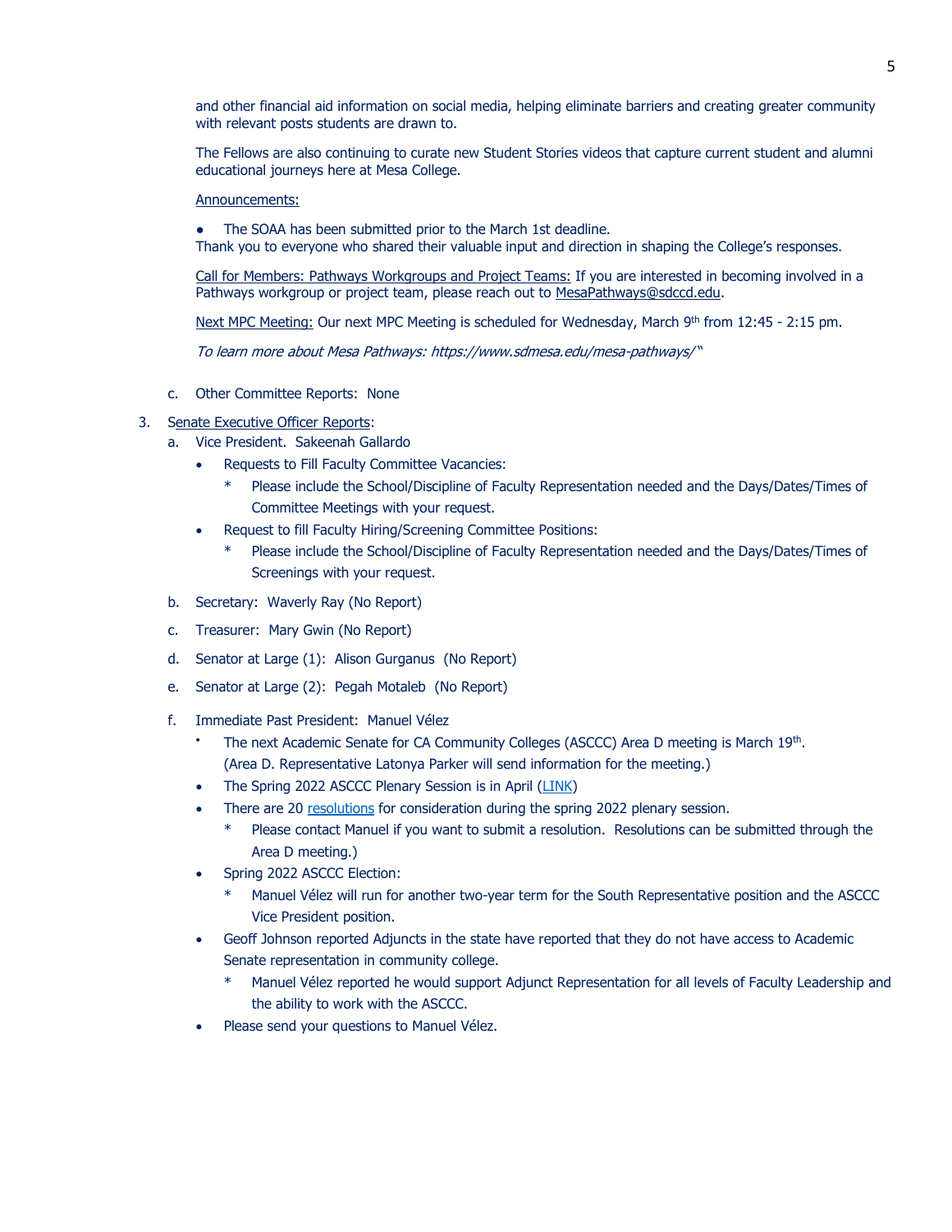and other financial aid information on social media, helping eliminate barriers and creating greater community with relevant posts students are drawn to.

The Fellows are also continuing to curate new Student Stories videos that capture current student and alumni educational journeys here at Mesa College.

Announcements:

- The SOAA has been submitted prior to the March 1st deadline.

Thank you to everyone who shared their valuable input and direction in shaping the College's responses.

Call for Members: Pathways Workgroups and Project Teams: If you are interested in becoming involved in a Pathways workgroup or project team, please reach out to MesaPathways@sdccd.edu.

Next MPC Meeting: Our next MPC Meeting is scheduled for Wednesday, March 9th from 12:45 - 2:15 pm.

*To learn more about Mesa Pathways: https://www.sdmesa.edu/mesa-pathways/*"

c. Other Committee Reports: None

3. Senate Executive Officer Reports:
   a. Vice President. Sakeenah Gallardo
      - Requests to Fill Faculty Committee Vacancies:
        * Please include the School/Discipline of Faculty Representation needed and the Days/Dates/Times of Committee Meetings with your request.
      - Request to fill Faculty Hiring/Screening Committee Positions:
        * Please include the School/Discipline of Faculty Representation needed and the Days/Dates/Times of Screenings with your request.
   b. Secretary: Waverly Ray (No Report)
   c. Treasurer: Mary Gwin (No Report)
   d. Senator at Large (1): Alison Gurganus (No Report)
   e. Senator at Large (2): Pegah Motaleb (No Report)
   f. Immediate Past President: Manuel Vélez
      - The next Academic Senate for CA Community Colleges (ASCCC) Area D meeting is March 19th. (Area D. Representative Latonya Parker will send information for the meeting.)
      - The Spring 2022 ASCCC Plenary Session is in April (LINK)
      - There are 20 resolutions for consideration during the spring 2022 plenary session.
        * Please contact Manuel if you want to submit a resolution. Resolutions can be submitted through the Area D meeting.)
      - Spring 2022 ASCCC Election:
        * Manuel Vélez will run for another two-year term for the South Representative position and the ASCCC Vice President position.
      - Geoff Johnson reported Adjuncts in the state have reported that they do not have access to Academic Senate representation in community college.
        * Manuel Vélez reported he would support Adjunct Representation for all levels of Faculty Leadership and the ability to work with the ASCCC.
      - Please send your questions to Manuel Vélez.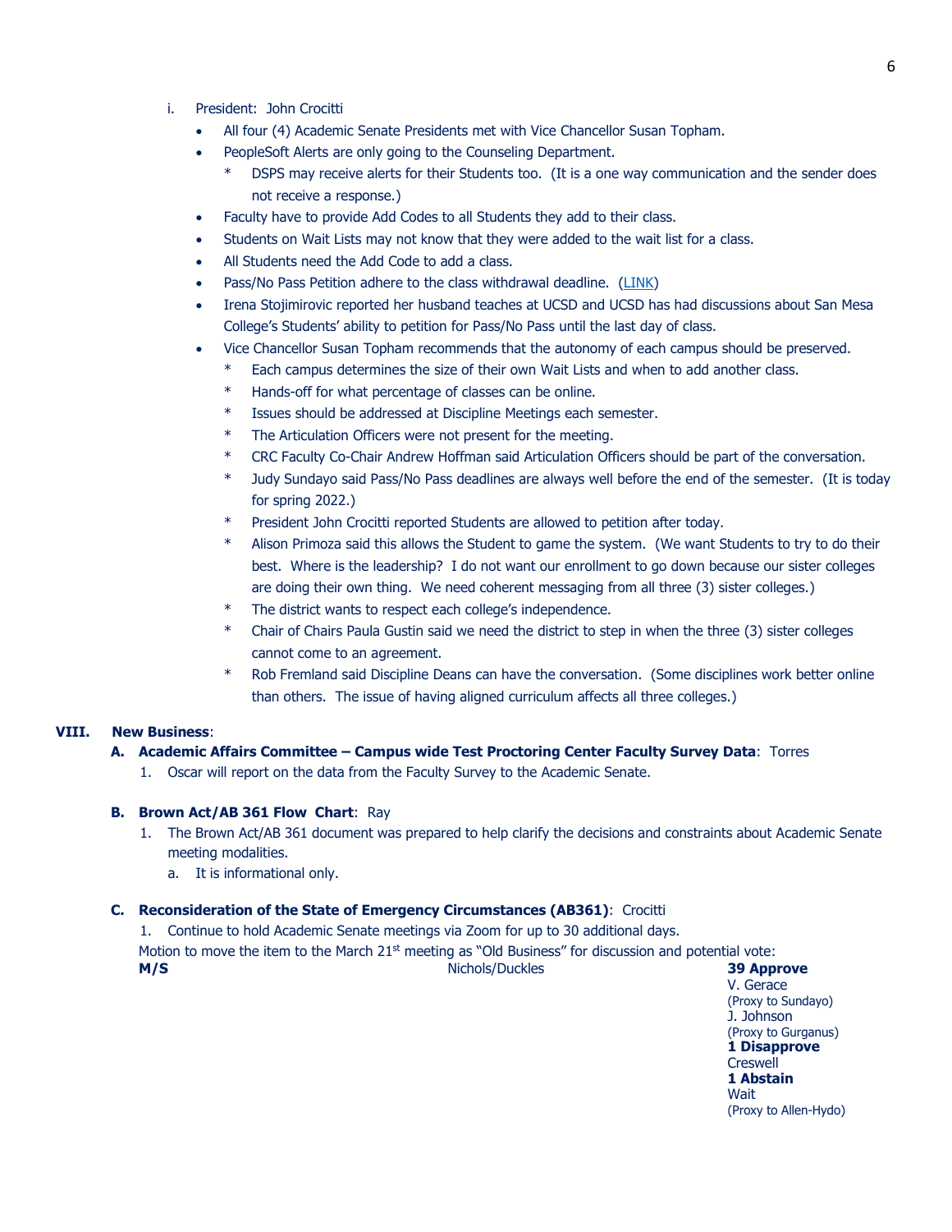i. President: John Crocitti

- All four (4) Academic Senate Presidents met with Vice Chancellor Susan Topham.
- PeopleSoft Alerts are only going to the Counseling Department.
  - * DSPS may receive alerts for their Students too. (It is a one way communication and the sender does not receive a response.)
- Faculty have to provide Add Codes to all Students they add to their class.
- Students on Wait Lists may not know that they were added to the wait list for a class.
- All Students need the Add Code to add a class.
- Pass/No Pass Petition adhere to the class withdrawal deadline. (LINK)
- Irena Stojimirovic reported her husband teaches at UCSD and UCSD has had discussions about San Mesa College's Students' ability to petition for Pass/No Pass until the last day of class.
- Vice Chancellor Susan Topham recommends that the autonomy of each campus should be preserved.
  - * Each campus determines the size of their own Wait Lists and when to add another class.
  - * Hands-off for what percentage of classes can be online.
  - * Issues should be addressed at Discipline Meetings each semester.
  - * The Articulation Officers were not present for the meeting.
  - * CRC Faculty Co-Chair Andrew Hoffman said Articulation Officers should be part of the conversation.
  - * Judy Sundayo said Pass/No Pass deadlines are always well before the end of the semester. (It is today for spring 2022.)
  - * President John Crocitti reported Students are allowed to petition after today.
  - * Alison Primoza said this allows the Student to game the system. (We want Students to try to do their best. Where is the leadership? I do not want our enrollment to go down because our sister colleges are doing their own thing. We need coherent messaging from all three (3) sister colleges.)
  - * The district wants to respect each college's independence.
  - * Chair of Chairs Paula Gustin said we need the district to step in when the three (3) sister colleges cannot come to an agreement.
  - * Rob Fremland said Discipline Deans can have the conversation. (Some disciplines work better online than others. The issue of having aligned curriculum affects all three colleges.)

## VIII. New Business:

### A. Academic Affairs Committee – Campus wide Test Proctoring Center Faculty Survey Data: Torres

1. Oscar will report on the data from the Faculty Survey to the Academic Senate.

### B. Brown Act/AB 361 Flow Chart: Ray

1. The Brown Act/AB 361 document was prepared to help clarify the decisions and constraints about Academic Senate meeting modalities.
   a. It is informational only.

### C. Reconsideration of the State of Emergency Circumstances (AB361): Crocitti

1. Continue to hold Academic Senate meetings via Zoom for up to 30 additional days.

Motion to move the item to the March 21st meeting as "Old Business" for discussion and potential vote:

**M/S** Nichols/Duckles

**39 Approve**
V. Gerace
(Proxy to Sundayo)
J. Johnson
(Proxy to Gurganus)
**1 Disapprove**
Creswell
**1 Abstain**
Wait
(Proxy to Allen-Hydo)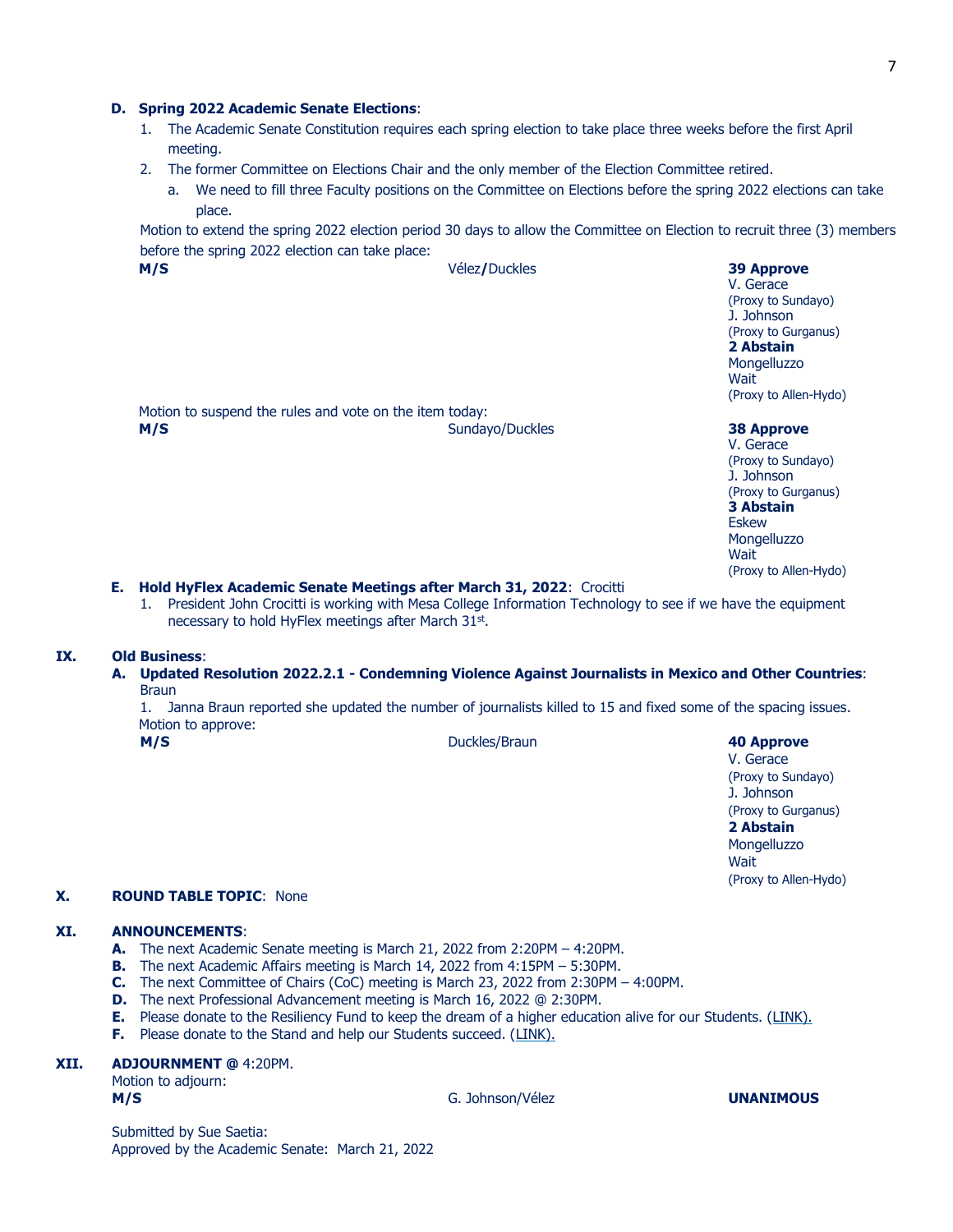**D. Spring 2022 Academic Senate Elections**:

1. The Academic Senate Constitution requires each spring election to take place three weeks before the first April meeting.
2. The former Committee on Elections Chair and the only member of the Election Committee retired.
   a. We need to fill three Faculty positions on the Committee on Elections before the spring 2022 elections can take place.

Motion to extend the spring 2022 election period 30 days to allow the Committee on Election to recruit three (3) members before the spring 2022 election can take place:

**M/S** Vélez**/**Duckles

**39 Approve**
V. Gerace
(Proxy to Sundayo)
J. Johnson
(Proxy to Gurganus)
**2 Abstain**
Mongelluzzo
Wait
(Proxy to Allen-Hydo)

Motion to suspend the rules and vote on the item today:

**M/S** Sundayo/Duckles

**38 Approve**
V. Gerace
(Proxy to Sundayo)
J. Johnson
(Proxy to Gurganus)
**3 Abstain**
Eskew
Mongelluzzo
Wait
(Proxy to Allen-Hydo)

**E. Hold HyFlex Academic Senate Meetings after March 31, 2022**: Crocitti

1. President John Crocitti is working with Mesa College Information Technology to see if we have the equipment necessary to hold HyFlex meetings after March 31st.

## IX. Old Business:

**A. Updated Resolution 2022.2.1 - Condemning Violence Against Journalists in Mexico and Other Countries**: Braun

1. Janna Braun reported she updated the number of journalists killed to 15 and fixed some of the spacing issues.

Motion to approve:

**M/S** Duckles/Braun

**40 Approve**
V. Gerace
(Proxy to Sundayo)
J. Johnson
(Proxy to Gurganus)
**2 Abstain**
Mongelluzzo
Wait
(Proxy to Allen-Hydo)

## X. ROUND TABLE TOPIC: None

## XI. ANNOUNCEMENTS:

**A.** The next Academic Senate meeting is March 21, 2022 from 2:20PM – 4:20PM.
**B.** The next Academic Affairs meeting is March 14, 2022 from 4:15PM – 5:30PM.
**C.** The next Committee of Chairs (CoC) meeting is March 23, 2022 from 2:30PM – 4:00PM.
**D.** The next Professional Advancement meeting is March 16, 2022 @ 2:30PM.
**E.** Please donate to the Resiliency Fund to keep the dream of a higher education alive for our Students. (LINK).
**F.** Please donate to the Stand and help our Students succeed. (LINK).

## XII. ADJOURNMENT @ 4:20PM.

Motion to adjourn:

**M/S** G. Johnson/Vélez **UNANIMOUS**

Submitted by Sue Saetia:
Approved by the Academic Senate: March 21, 2022